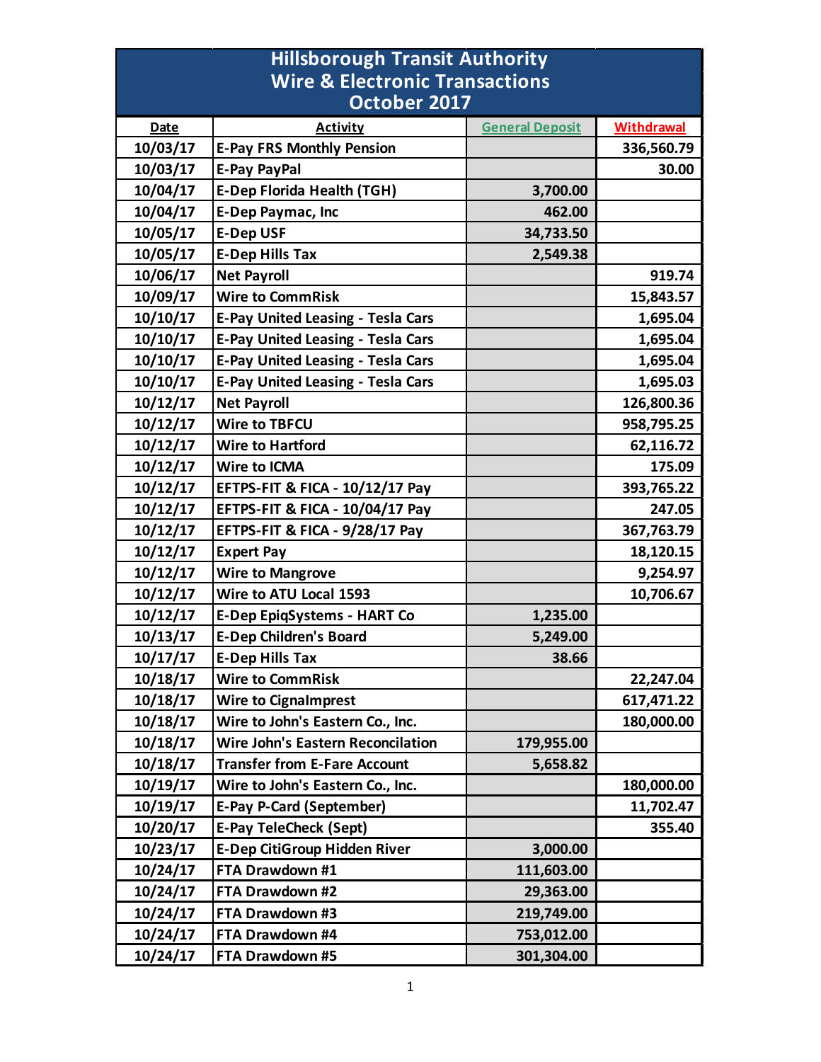# Hillsborough Transit Authority
## Wire & Electronic Transactions
## October 2017

| Date | Activity | General Deposit | Withdrawal |
|---|---|---|---|
| 10/03/17 | E-Pay FRS Monthly Pension | | 336,560.79 |
| 10/03/17 | E-Pay PayPal | | 30.00 |
| 10/04/17 | E-Dep Florida Health (TGH) | 3,700.00 | |
| 10/04/17 | E-Dep Paymac, Inc | 462.00 | |
| 10/05/17 | E-Dep USF | 34,733.50 | |
| 10/05/17 | E-Dep Hills Tax | 2,549.38 | |
| 10/06/17 | Net Payroll | | 919.74 |
| 10/09/17 | Wire to CommRisk | | 15,843.57 |
| 10/10/17 | E-Pay United Leasing - Tesla Cars | | 1,695.04 |
| 10/10/17 | E-Pay United Leasing - Tesla Cars | | 1,695.04 |
| 10/10/17 | E-Pay United Leasing - Tesla Cars | | 1,695.04 |
| 10/10/17 | E-Pay United Leasing - Tesla Cars | | 1,695.03 |
| 10/12/17 | Net Payroll | | 126,800.36 |
| 10/12/17 | Wire to TBFCU | | 958,795.25 |
| 10/12/17 | Wire to Hartford | | 62,116.72 |
| 10/12/17 | Wire to ICMA | | 175.09 |
| 10/12/17 | EFTPS-FIT & FICA - 10/12/17 Pay | | 393,765.22 |
| 10/12/17 | EFTPS-FIT & FICA - 10/04/17 Pay | | 247.05 |
| 10/12/17 | EFTPS-FIT & FICA - 9/28/17 Pay | | 367,763.79 |
| 10/12/17 | Expert Pay | | 18,120.15 |
| 10/12/17 | Wire to Mangrove | | 9,254.97 |
| 10/12/17 | Wire to ATU Local 1593 | | 10,706.67 |
| 10/12/17 | E-Dep EpiqSystems - HART Co | 1,235.00 | |
| 10/13/17 | E-Dep Children's Board | 5,249.00 | |
| 10/17/17 | E-Dep Hills Tax | 38.66 | |
| 10/18/17 | Wire to CommRisk | | 22,247.04 |
| 10/18/17 | Wire to CignaImprest | | 617,471.22 |
| 10/18/17 | Wire to John's Eastern Co., Inc. | | 180,000.00 |
| 10/18/17 | Wire John's Eastern Reconcilation | 179,955.00 | |
| 10/18/17 | Transfer from E-Fare Account | 5,658.82 | |
| 10/19/17 | Wire to John's Eastern Co., Inc. | | 180,000.00 |
| 10/19/17 | E-Pay P-Card (September) | | 11,702.47 |
| 10/20/17 | E-Pay TeleCheck (Sept) | | 355.40 |
| 10/23/17 | E-Dep CitiGroup Hidden River | 3,000.00 | |
| 10/24/17 | FTA Drawdown #1 | 111,603.00 | |
| 10/24/17 | FTA Drawdown #2 | 29,363.00 | |
| 10/24/17 | FTA Drawdown #3 | 219,749.00 | |
| 10/24/17 | FTA Drawdown #4 | 753,012.00 | |
| 10/24/17 | FTA Drawdown #5 | 301,304.00 | |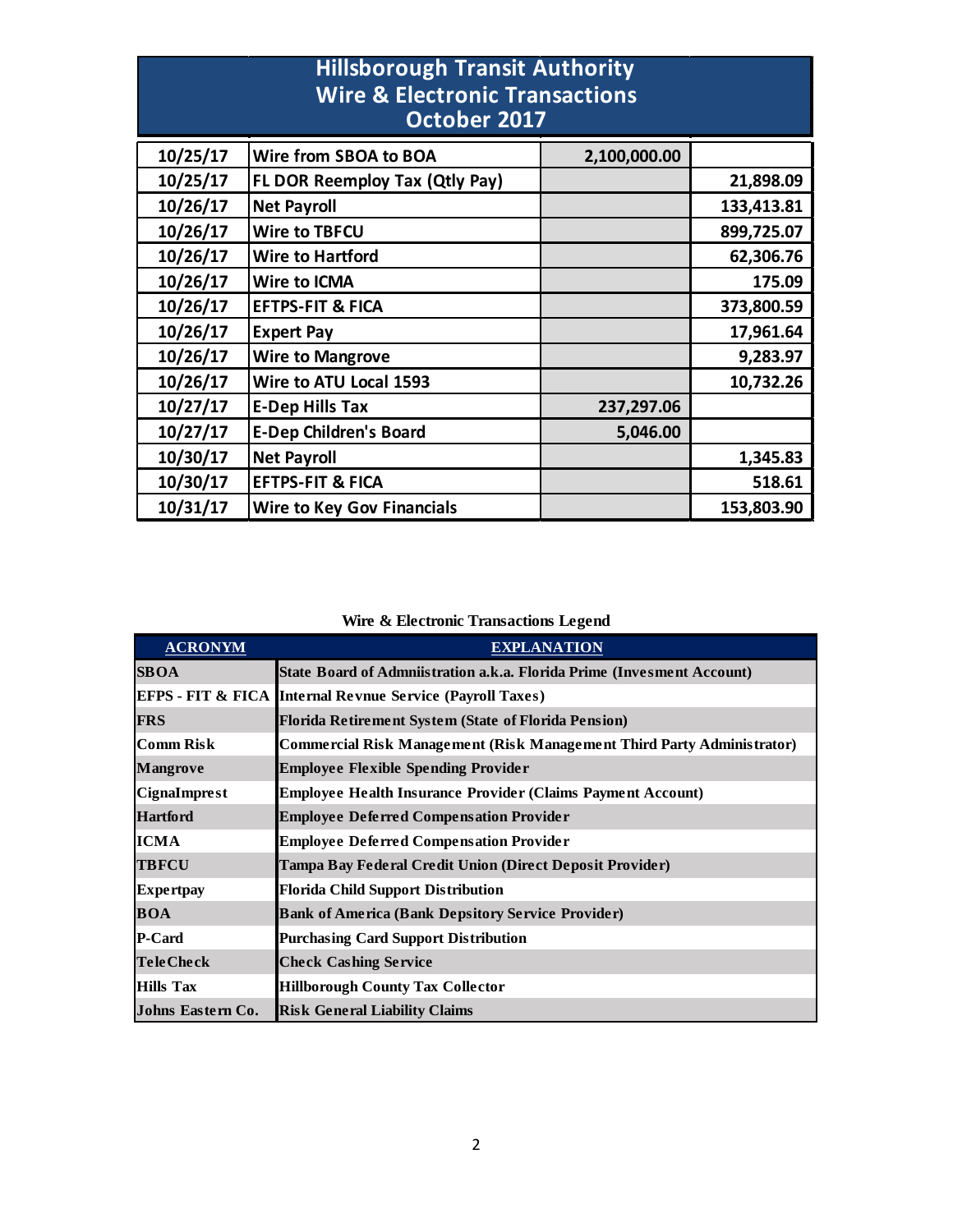# Hillsborough Transit Authority
## Wire & Electronic Transactions
## October 2017

| | | | |
|---|---|---|---|
| 10/25/17 | Wire from SBOA to BOA | 2,100,000.00 | |
| 10/25/17 | FL DOR Reemploy Tax (Qtly Pay) | | 21,898.09 |
| 10/26/17 | Net Payroll | | 133,413.81 |
| 10/26/17 | Wire to TBFCU | | 899,725.07 |
| 10/26/17 | Wire to Hartford | | 62,306.76 |
| 10/26/17 | Wire to ICMA | | 175.09 |
| 10/26/17 | EFTPS-FIT & FICA | | 373,800.59 |
| 10/26/17 | Expert Pay | | 17,961.64 |
| 10/26/17 | Wire to Mangrove | | 9,283.97 |
| 10/26/17 | Wire to ATU Local 1593 | | 10,732.26 |
| 10/27/17 | E-Dep Hills Tax | 237,297.06 | |
| 10/27/17 | E-Dep Children's Board | 5,046.00 | |
| 10/30/17 | Net Payroll | | 1,345.83 |
| 10/30/17 | EFTPS-FIT & FICA | | 518.61 |
| 10/31/17 | Wire to Key Gov Financials | | 153,803.90 |

**Wire & Electronic Transactions Legend**

| ACRONYM | EXPLANATION |
|---|---|
| SBOA | State Board of Admniistration a.k.a. Florida Prime (Invesment Account) |
| EFPS - FIT & FICA | Internal Revnue Service (Payroll Taxes) |
| FRS | Florida Retirement System (State of Florida Pension) |
| Comm Risk | Commercial Risk Management (Risk Management Third Party Administrator) |
| Mangrove | Employee Flexible Spending Provider |
| CignaImprest | Employee Health Insurance Provider (Claims Payment Account) |
| Hartford | Employee Deferred Compensation Provider |
| ICMA | Employee Deferred Compensation Provider |
| TBFCU | Tampa Bay Federal Credit Union (Direct Deposit Provider) |
| Expertpay | Florida Child Support Distribution |
| BOA | Bank of America (Bank Depository Service Provider) |
| P-Card | Purchasing Card Support Distribution |
| TeleCheck | Check Cashing Service |
| Hills Tax | Hillborough County Tax Collector |
| Johns Eastern Co. | Risk General Liability Claims |